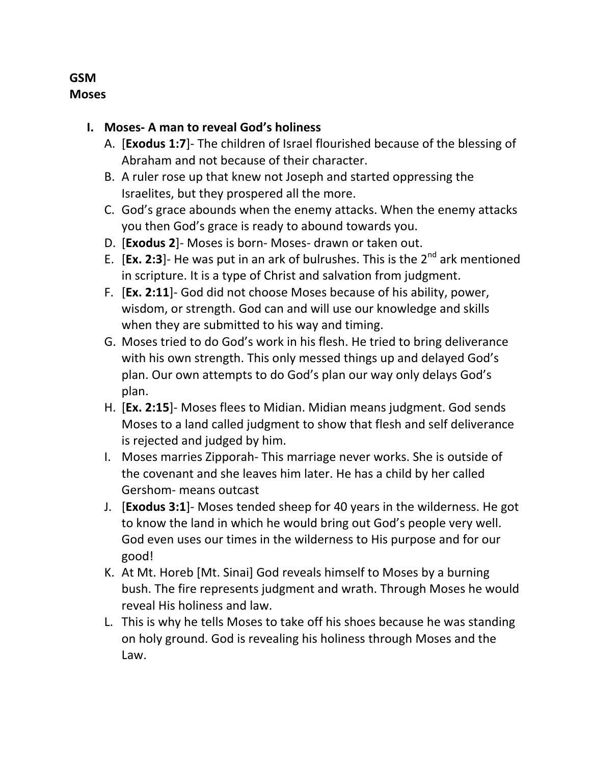**GSM**
**Moses**

I. **Moses- A man to reveal God's holiness**

   A. [**Exodus 1:7**]- The children of Israel flourished because of the blessing of Abraham and not because of their character.

   B. A ruler rose up that knew not Joseph and started oppressing the Israelites, but they prospered all the more.

   C. God's grace abounds when the enemy attacks. When the enemy attacks you then God's grace is ready to abound towards you.

   D. [**Exodus 2**]- Moses is born- Moses- drawn or taken out.

   E. [**Ex. 2:3**]- He was put in an ark of bulrushes. This is the 2nd ark mentioned in scripture. It is a type of Christ and salvation from judgment.

   F. [**Ex. 2:11**]- God did not choose Moses because of his ability, power, wisdom, or strength. God can and will use our knowledge and skills when they are submitted to his way and timing.

   G. Moses tried to do God's work in his flesh. He tried to bring deliverance with his own strength. This only messed things up and delayed God's plan. Our own attempts to do God's plan our way only delays God's plan.

   H. [**Ex. 2:15**]- Moses flees to Midian. Midian means judgment. God sends Moses to a land called judgment to show that flesh and self deliverance is rejected and judged by him.

   I. Moses marries Zipporah- This marriage never works. She is outside of the covenant and she leaves him later. He has a child by her called Gershom- means outcast

   J. [**Exodus 3:1**]- Moses tended sheep for 40 years in the wilderness. He got to know the land in which he would bring out God's people very well. God even uses our times in the wilderness to His purpose and for our good!

   K. At Mt. Horeb [Mt. Sinai] God reveals himself to Moses by a burning bush. The fire represents judgment and wrath. Through Moses he would reveal His holiness and law.

   L. This is why he tells Moses to take off his shoes because he was standing on holy ground. God is revealing his holiness through Moses and the Law.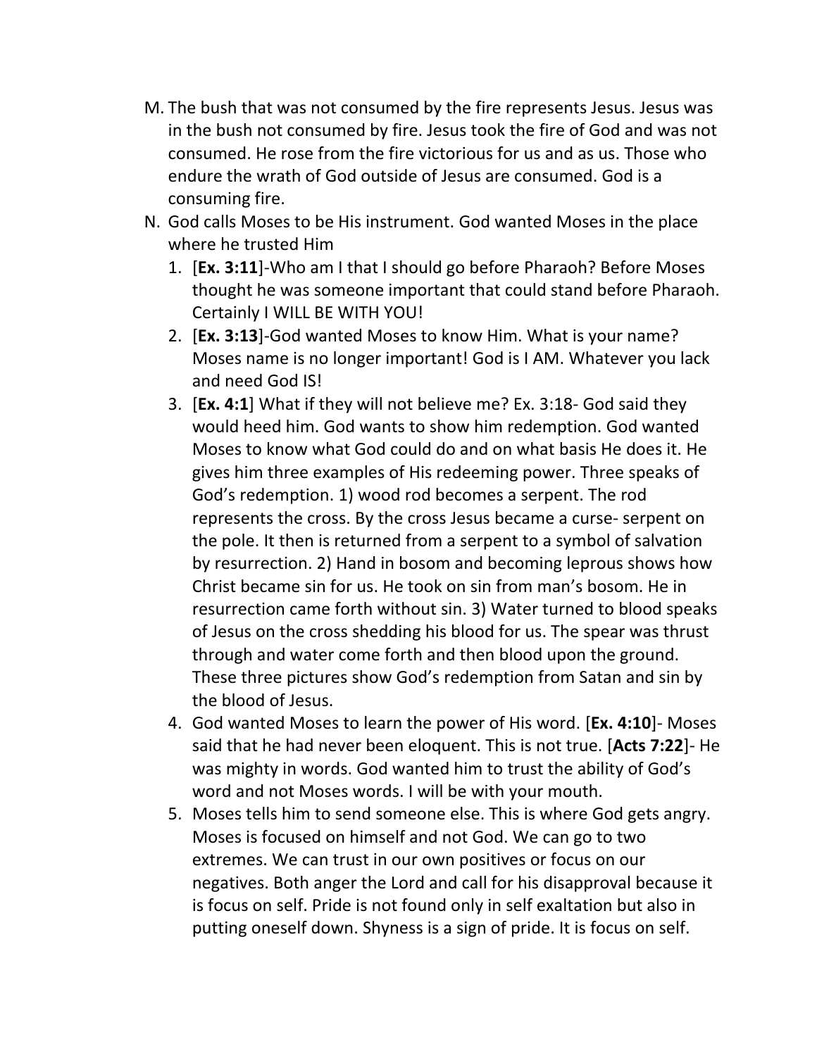M. The bush that was not consumed by the fire represents Jesus. Jesus was in the bush not consumed by fire. Jesus took the fire of God and was not consumed. He rose from the fire victorious for us and as us. Those who endure the wrath of God outside of Jesus are consumed. God is a consuming fire.

N. God calls Moses to be His instrument. God wanted Moses in the place where he trusted Him

1. [**Ex. 3:11**]-Who am I that I should go before Pharaoh? Before Moses thought he was someone important that could stand before Pharaoh. Certainly I WILL BE WITH YOU!
2. [**Ex. 3:13**]-God wanted Moses to know Him. What is your name? Moses name is no longer important! God is I AM. Whatever you lack and need God IS!
3. [**Ex. 4:1**] What if they will not believe me? Ex. 3:18- God said they would heed him. God wants to show him redemption. God wanted Moses to know what God could do and on what basis He does it. He gives him three examples of His redeeming power. Three speaks of God's redemption. 1) wood rod becomes a serpent. The rod represents the cross. By the cross Jesus became a curse- serpent on the pole. It then is returned from a serpent to a symbol of salvation by resurrection. 2) Hand in bosom and becoming leprous shows how Christ became sin for us. He took on sin from man's bosom. He in resurrection came forth without sin. 3) Water turned to blood speaks of Jesus on the cross shedding his blood for us. The spear was thrust through and water come forth and then blood upon the ground. These three pictures show God's redemption from Satan and sin by the blood of Jesus.
4. God wanted Moses to learn the power of His word. [**Ex. 4:10**]- Moses said that he had never been eloquent. This is not true. [**Acts 7:22**]- He was mighty in words. God wanted him to trust the ability of God's word and not Moses words. I will be with your mouth.
5. Moses tells him to send someone else. This is where God gets angry. Moses is focused on himself and not God. We can go to two extremes. We can trust in our own positives or focus on our negatives. Both anger the Lord and call for his disapproval because it is focus on self. Pride is not found only in self exaltation but also in putting oneself down. Shyness is a sign of pride. It is focus on self.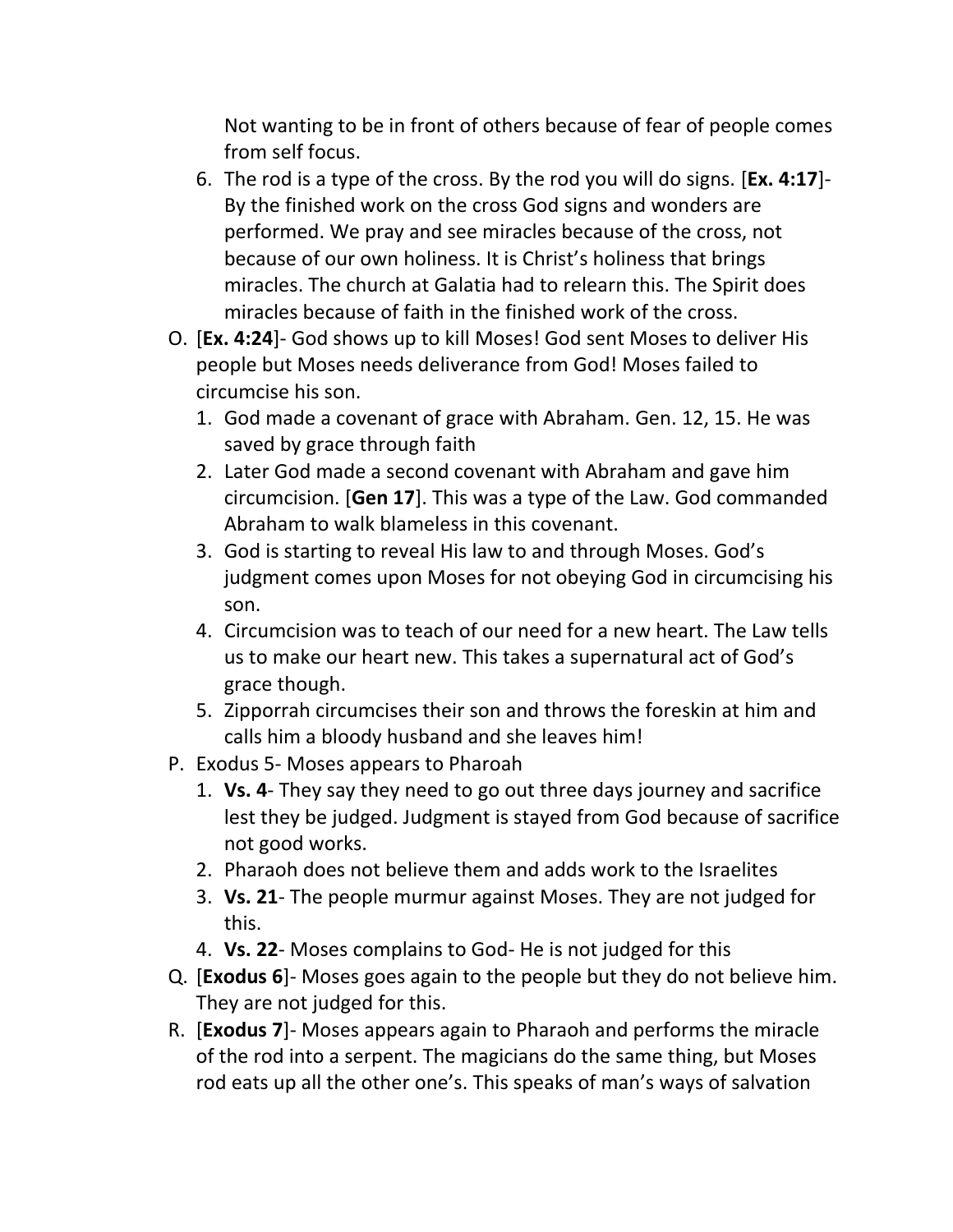Not wanting to be in front of others because of fear of people comes from self focus.

6. The rod is a type of the cross. By the rod you will do signs. [**Ex. 4:17**]- By the finished work on the cross God signs and wonders are performed. We pray and see miracles because of the cross, not because of our own holiness. It is Christ's holiness that brings miracles. The church at Galatia had to relearn this. The Spirit does miracles because of faith in the finished work of the cross.

O. [**Ex. 4:24**]- God shows up to kill Moses! God sent Moses to deliver His people but Moses needs deliverance from God! Moses failed to circumcise his son.

1. God made a covenant of grace with Abraham. Gen. 12, 15. He was saved by grace through faith
2. Later God made a second covenant with Abraham and gave him circumcision. [**Gen 17**]. This was a type of the Law. God commanded Abraham to walk blameless in this covenant.
3. God is starting to reveal His law to and through Moses. God's judgment comes upon Moses for not obeying God in circumcising his son.
4. Circumcision was to teach of our need for a new heart. The Law tells us to make our heart new. This takes a supernatural act of God's grace though.
5. Zipporrah circumcises their son and throws the foreskin at him and calls him a bloody husband and she leaves him!

P. Exodus 5- Moses appears to Pharoah

1. **Vs. 4**- They say they need to go out three days journey and sacrifice lest they be judged. Judgment is stayed from God because of sacrifice not good works.
2. Pharaoh does not believe them and adds work to the Israelites
3. **Vs. 21**- The people murmur against Moses. They are not judged for this.
4. **Vs. 22**- Moses complains to God- He is not judged for this

Q. [**Exodus 6**]- Moses goes again to the people but they do not believe him. They are not judged for this.

R. [**Exodus 7**]- Moses appears again to Pharaoh and performs the miracle of the rod into a serpent. The magicians do the same thing, but Moses rod eats up all the other one's. This speaks of man's ways of salvation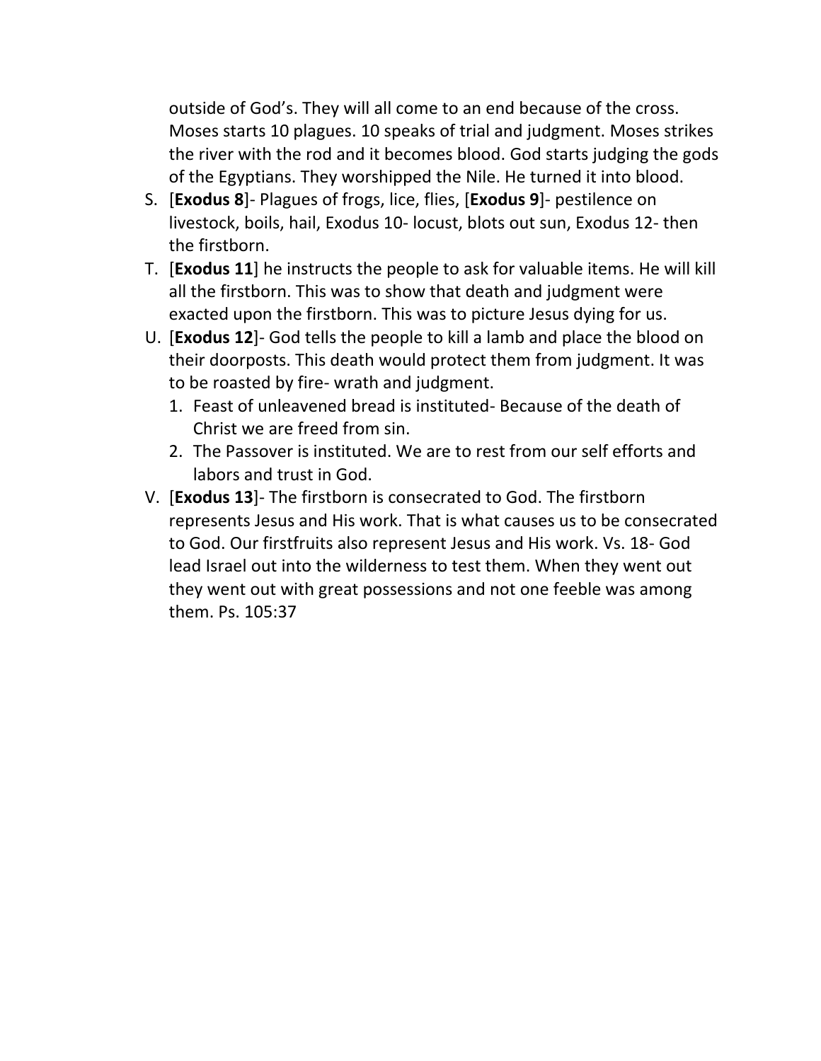outside of God's. They will all come to an end because of the cross. Moses starts 10 plagues. 10 speaks of trial and judgment. Moses strikes the river with the rod and it becomes blood. God starts judging the gods of the Egyptians. They worshipped the Nile. He turned it into blood.

S. [**Exodus 8**]- Plagues of frogs, lice, flies, [**Exodus 9**]- pestilence on livestock, boils, hail, Exodus 10- locust, blots out sun, Exodus 12- then the firstborn.
T. [**Exodus 11**] he instructs the people to ask for valuable items. He will kill all the firstborn. This was to show that death and judgment were exacted upon the firstborn. This was to picture Jesus dying for us.
U. [**Exodus 12**]- God tells the people to kill a lamb and place the blood on their doorposts. This death would protect them from judgment. It was to be roasted by fire- wrath and judgment.
    1. Feast of unleavened bread is instituted- Because of the death of Christ we are freed from sin.
    2. The Passover is instituted. We are to rest from our self efforts and labors and trust in God.
V. [**Exodus 13**]- The firstborn is consecrated to God. The firstborn represents Jesus and His work. That is what causes us to be consecrated to God. Our firstfruits also represent Jesus and His work. Vs. 18- God lead Israel out into the wilderness to test them. When they went out they went out with great possessions and not one feeble was among them. Ps. 105:37